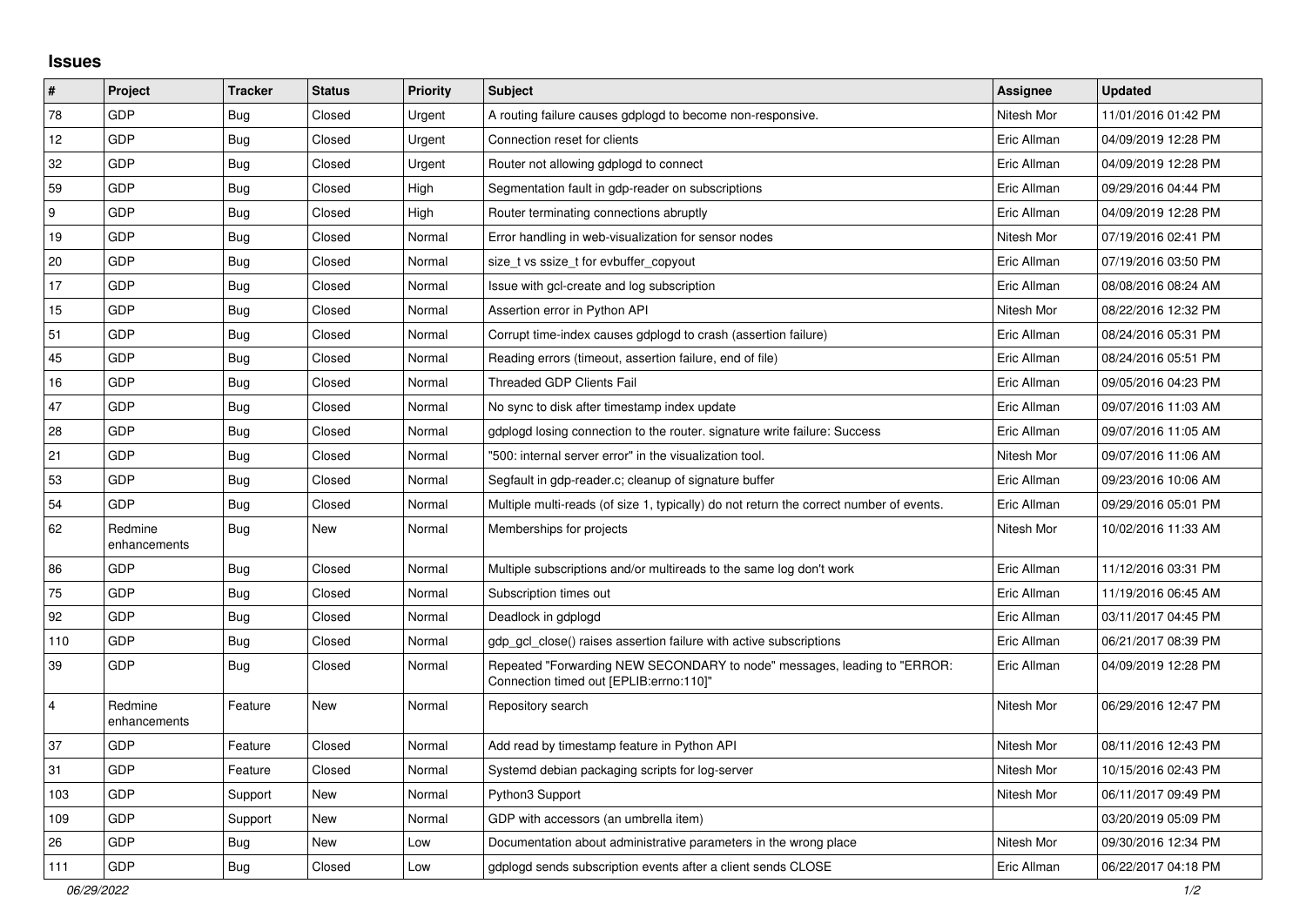# Issues

| # | Project | Tracker | Status | Priority | Subject | Assignee | Updated |
|---|---|---|---|---|---|---|---|
| 78 | GDP | Bug | Closed | Urgent | A routing failure causes gdplogd to become non-responsive. | Nitesh Mor | 11/01/2016 01:42 PM |
| 12 | GDP | Bug | Closed | Urgent | Connection reset for clients | Eric Allman | 04/09/2019 12:28 PM |
| 32 | GDP | Bug | Closed | Urgent | Router not allowing gdplogd to connect | Eric Allman | 04/09/2019 12:28 PM |
| 59 | GDP | Bug | Closed | High | Segmentation fault in gdp-reader on subscriptions | Eric Allman | 09/29/2016 04:44 PM |
| 9 | GDP | Bug | Closed | High | Router terminating connections abruptly | Eric Allman | 04/09/2019 12:28 PM |
| 19 | GDP | Bug | Closed | Normal | Error handling in web-visualization for sensor nodes | Nitesh Mor | 07/19/2016 02:41 PM |
| 20 | GDP | Bug | Closed | Normal | size_t vs ssize_t for evbuffer_copyout | Eric Allman | 07/19/2016 03:50 PM |
| 17 | GDP | Bug | Closed | Normal | Issue with gcl-create and log subscription | Eric Allman | 08/08/2016 08:24 AM |
| 15 | GDP | Bug | Closed | Normal | Assertion error in Python API | Nitesh Mor | 08/22/2016 12:32 PM |
| 51 | GDP | Bug | Closed | Normal | Corrupt time-index causes gdplogd to crash (assertion failure) | Eric Allman | 08/24/2016 05:31 PM |
| 45 | GDP | Bug | Closed | Normal | Reading errors (timeout, assertion failure, end of file) | Eric Allman | 08/24/2016 05:51 PM |
| 16 | GDP | Bug | Closed | Normal | Threaded GDP Clients Fail | Eric Allman | 09/05/2016 04:23 PM |
| 47 | GDP | Bug | Closed | Normal | No sync to disk after timestamp index update | Eric Allman | 09/07/2016 11:03 AM |
| 28 | GDP | Bug | Closed | Normal | gdplogd losing connection to the router. signature write failure: Success | Eric Allman | 09/07/2016 11:05 AM |
| 21 | GDP | Bug | Closed | Normal | "500: internal server error" in the visualization tool. | Nitesh Mor | 09/07/2016 11:06 AM |
| 53 | GDP | Bug | Closed | Normal | Segfault in gdp-reader.c; cleanup of signature buffer | Eric Allman | 09/23/2016 10:06 AM |
| 54 | GDP | Bug | Closed | Normal | Multiple multi-reads (of size 1, typically) do not return the correct number of events. | Eric Allman | 09/29/2016 05:01 PM |
| 62 | Redmine enhancements | Bug | New | Normal | Memberships for projects | Nitesh Mor | 10/02/2016 11:33 AM |
| 86 | GDP | Bug | Closed | Normal | Multiple subscriptions and/or multireads to the same log don't work | Eric Allman | 11/12/2016 03:31 PM |
| 75 | GDP | Bug | Closed | Normal | Subscription times out | Eric Allman | 11/19/2016 06:45 AM |
| 92 | GDP | Bug | Closed | Normal | Deadlock in gdplogd | Eric Allman | 03/11/2017 04:45 PM |
| 110 | GDP | Bug | Closed | Normal | gdp_gcl_close() raises assertion failure with active subscriptions | Eric Allman | 06/21/2017 08:39 PM |
| 39 | GDP | Bug | Closed | Normal | Repeated "Forwarding NEW SECONDARY to node" messages, leading to "ERROR: Connection timed out [EPLIB:errno:110]" | Eric Allman | 04/09/2019 12:28 PM |
| 4 | Redmine enhancements | Feature | New | Normal | Repository search | Nitesh Mor | 06/29/2016 12:47 PM |
| 37 | GDP | Feature | Closed | Normal | Add read by timestamp feature in Python API | Nitesh Mor | 08/11/2016 12:43 PM |
| 31 | GDP | Feature | Closed | Normal | Systemd debian packaging scripts for log-server | Nitesh Mor | 10/15/2016 02:43 PM |
| 103 | GDP | Support | New | Normal | Python3 Support | Nitesh Mor | 06/11/2017 09:49 PM |
| 109 | GDP | Support | New | Normal | GDP with accessors (an umbrella item) | | 03/20/2019 05:09 PM |
| 26 | GDP | Bug | New | Low | Documentation about administrative parameters in the wrong place | Nitesh Mor | 09/30/2016 12:34 PM |
| 111 | GDP | Bug | Closed | Low | gdplogd sends subscription events after a client sends CLOSE | Eric Allman | 06/22/2017 04:18 PM |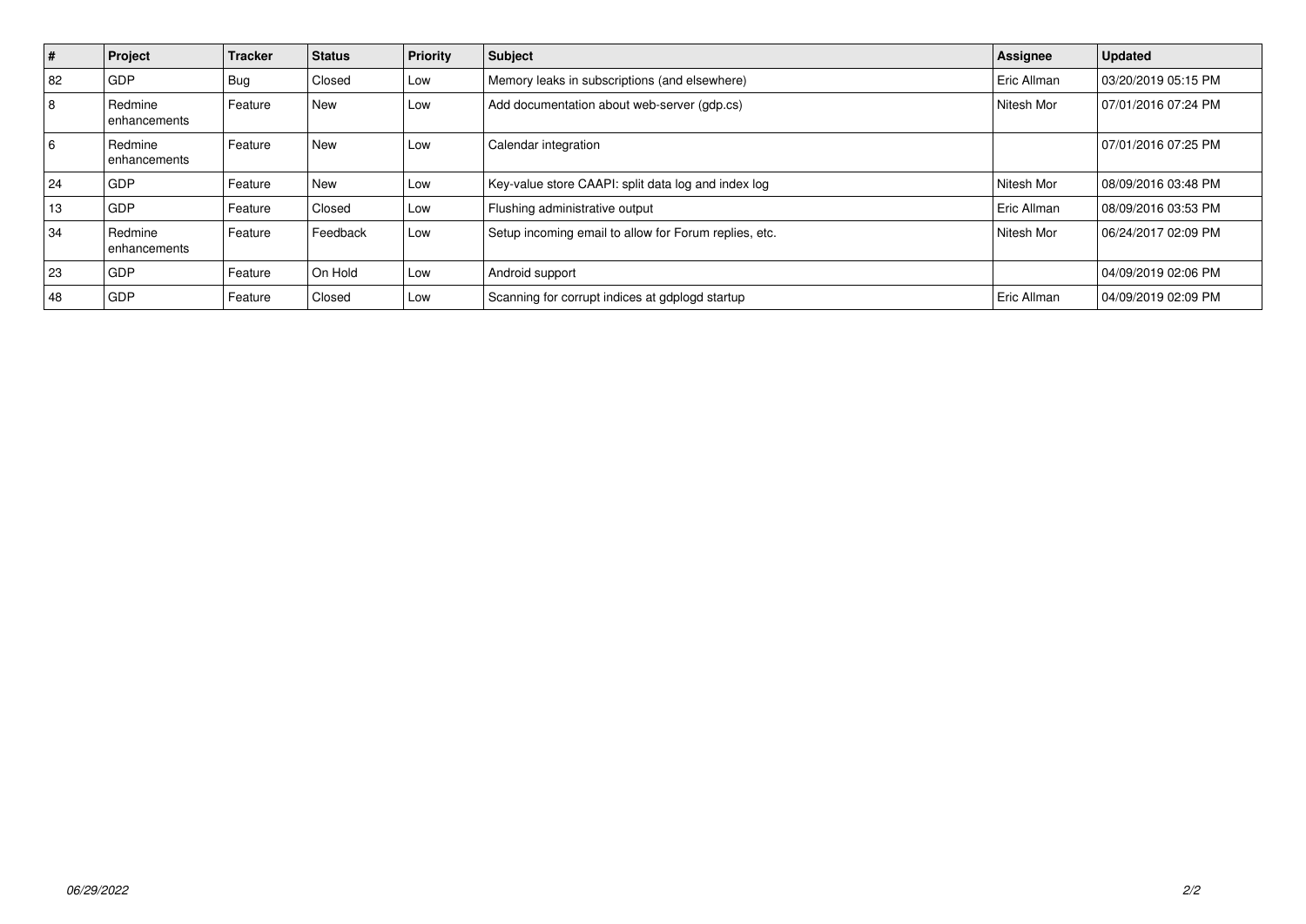| # | Project | Tracker | Status | Priority | Subject | Assignee | Updated |
|---|---|---|---|---|---|---|---|
| 82 | GDP | Bug | Closed | Low | Memory leaks in subscriptions (and elsewhere) | Eric Allman | 03/20/2019 05:15 PM |
| 8 | Redmine enhancements | Feature | New | Low | Add documentation about web-server (gdp.cs) | Nitesh Mor | 07/01/2016 07:24 PM |
| 6 | Redmine enhancements | Feature | New | Low | Calendar integration | | 07/01/2016 07:25 PM |
| 24 | GDP | Feature | New | Low | Key-value store CAAPI: split data log and index log | Nitesh Mor | 08/09/2016 03:48 PM |
| 13 | GDP | Feature | Closed | Low | Flushing administrative output | Eric Allman | 08/09/2016 03:53 PM |
| 34 | Redmine enhancements | Feature | Feedback | Low | Setup incoming email to allow for Forum replies, etc. | Nitesh Mor | 06/24/2017 02:09 PM |
| 23 | GDP | Feature | On Hold | Low | Android support | | 04/09/2019 02:06 PM |
| 48 | GDP | Feature | Closed | Low | Scanning for corrupt indices at gdplogd startup | Eric Allman | 04/09/2019 02:09 PM |